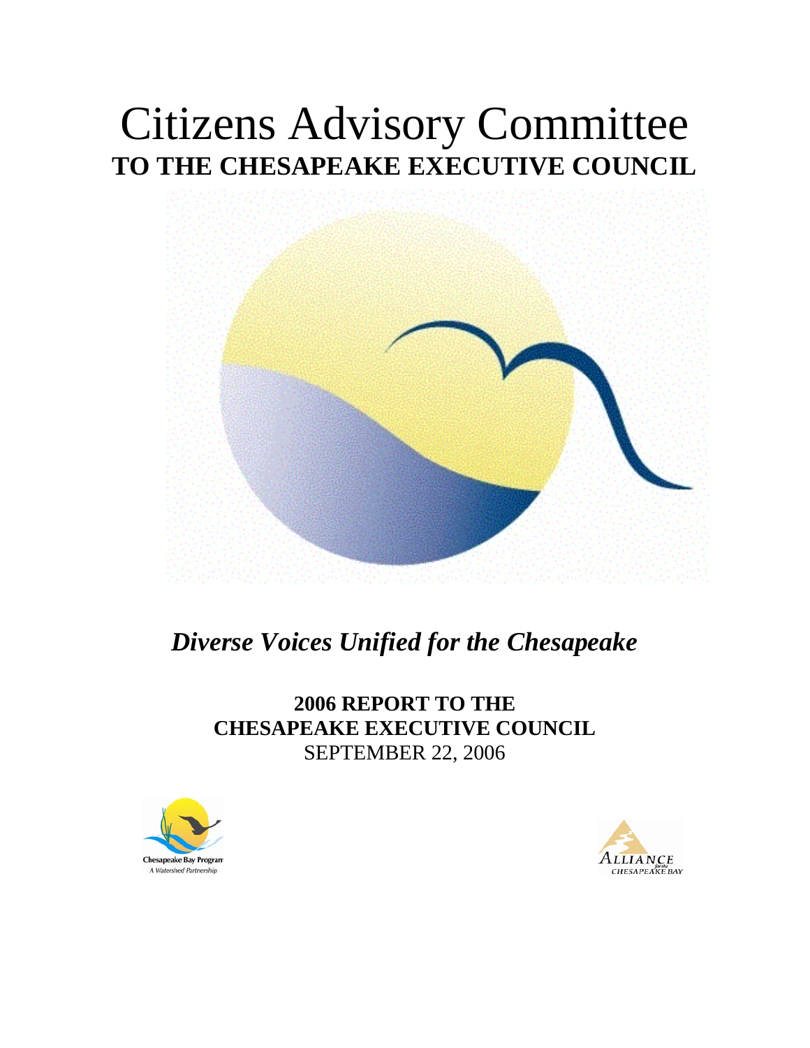# Citizens Advisory Committee

## TO THE CHESAPEAKE EXECUTIVE COUNCIL

*Diverse Voices Unified for the Chesapeake*

**2006 REPORT TO THE CHESAPEAKE EXECUTIVE COUNCIL**

SEPTEMBER 22, 2006

Chesapeake Bay Program
A Watershed Partnership

ALLIANCE for the CHESAPEAKE BAY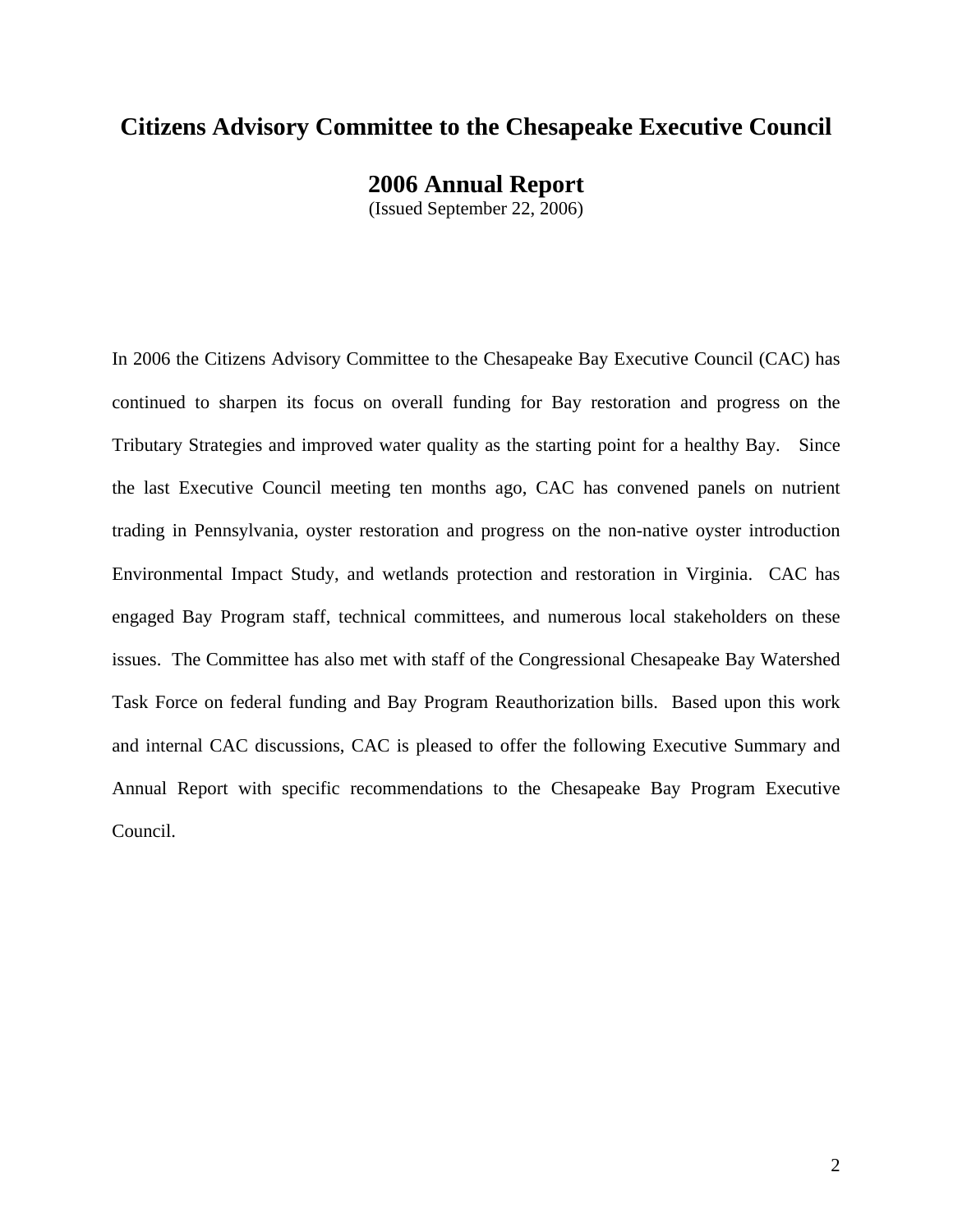# Citizens Advisory Committee to the Chesapeake Executive Council

## 2006 Annual Report

(Issued September 22, 2006)

In 2006 the Citizens Advisory Committee to the Chesapeake Bay Executive Council (CAC) has continued to sharpen its focus on overall funding for Bay restoration and progress on the Tributary Strategies and improved water quality as the starting point for a healthy Bay. Since the last Executive Council meeting ten months ago, CAC has convened panels on nutrient trading in Pennsylvania, oyster restoration and progress on the non-native oyster introduction Environmental Impact Study, and wetlands protection and restoration in Virginia. CAC has engaged Bay Program staff, technical committees, and numerous local stakeholders on these issues. The Committee has also met with staff of the Congressional Chesapeake Bay Watershed Task Force on federal funding and Bay Program Reauthorization bills. Based upon this work and internal CAC discussions, CAC is pleased to offer the following Executive Summary and Annual Report with specific recommendations to the Chesapeake Bay Program Executive Council.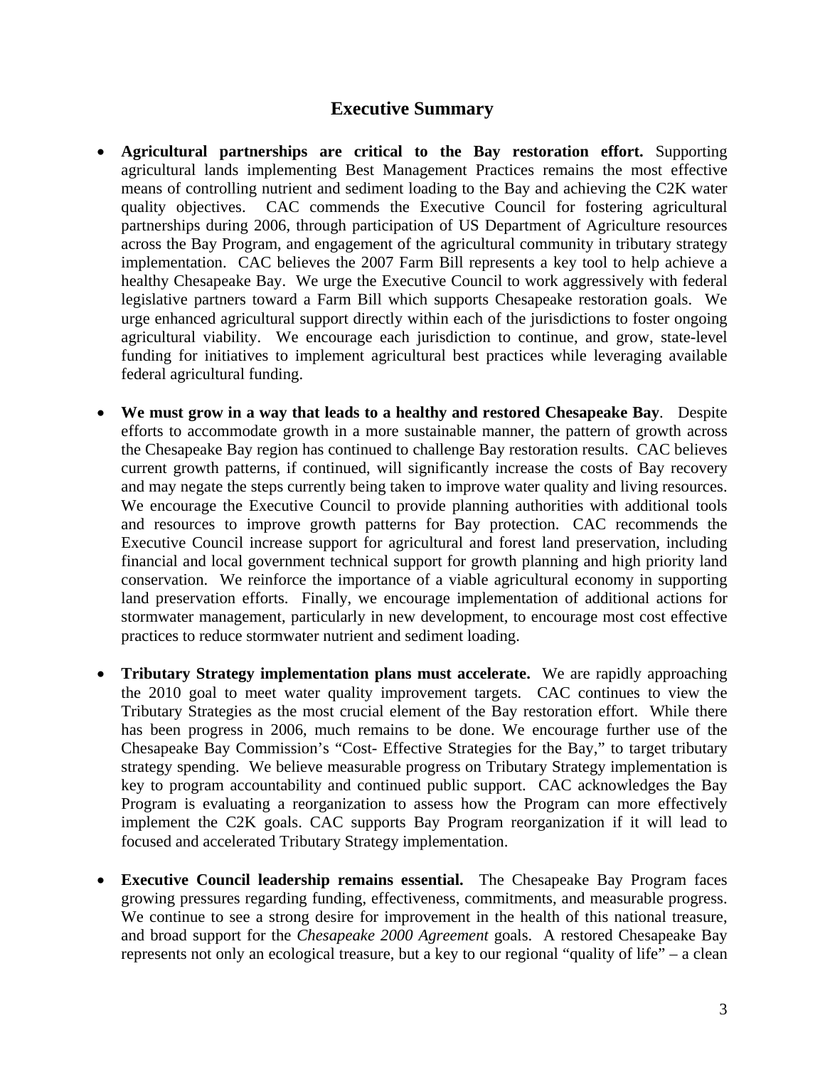## Executive Summary

- **Agricultural partnerships are critical to the Bay restoration effort.** Supporting agricultural lands implementing Best Management Practices remains the most effective means of controlling nutrient and sediment loading to the Bay and achieving the C2K water quality objectives. CAC commends the Executive Council for fostering agricultural partnerships during 2006, through participation of US Department of Agriculture resources across the Bay Program, and engagement of the agricultural community in tributary strategy implementation. CAC believes the 2007 Farm Bill represents a key tool to help achieve a healthy Chesapeake Bay. We urge the Executive Council to work aggressively with federal legislative partners toward a Farm Bill which supports Chesapeake restoration goals. We urge enhanced agricultural support directly within each of the jurisdictions to foster ongoing agricultural viability. We encourage each jurisdiction to continue, and grow, state-level funding for initiatives to implement agricultural best practices while leveraging available federal agricultural funding.

- **We must grow in a way that leads to a healthy and restored Chesapeake Bay**. Despite efforts to accommodate growth in a more sustainable manner, the pattern of growth across the Chesapeake Bay region has continued to challenge Bay restoration results. CAC believes current growth patterns, if continued, will significantly increase the costs of Bay recovery and may negate the steps currently being taken to improve water quality and living resources. We encourage the Executive Council to provide planning authorities with additional tools and resources to improve growth patterns for Bay protection. CAC recommends the Executive Council increase support for agricultural and forest land preservation, including financial and local government technical support for growth planning and high priority land conservation. We reinforce the importance of a viable agricultural economy in supporting land preservation efforts. Finally, we encourage implementation of additional actions for stormwater management, particularly in new development, to encourage most cost effective practices to reduce stormwater nutrient and sediment loading.

- **Tributary Strategy implementation plans must accelerate.** We are rapidly approaching the 2010 goal to meet water quality improvement targets. CAC continues to view the Tributary Strategies as the most crucial element of the Bay restoration effort. While there has been progress in 2006, much remains to be done. We encourage further use of the Chesapeake Bay Commission's "Cost- Effective Strategies for the Bay," to target tributary strategy spending. We believe measurable progress on Tributary Strategy implementation is key to program accountability and continued public support. CAC acknowledges the Bay Program is evaluating a reorganization to assess how the Program can more effectively implement the C2K goals. CAC supports Bay Program reorganization if it will lead to focused and accelerated Tributary Strategy implementation.

- **Executive Council leadership remains essential.** The Chesapeake Bay Program faces growing pressures regarding funding, effectiveness, commitments, and measurable progress. We continue to see a strong desire for improvement in the health of this national treasure, and broad support for the *Chesapeake 2000 Agreement* goals. A restored Chesapeake Bay represents not only an ecological treasure, but a key to our regional "quality of life" – a clean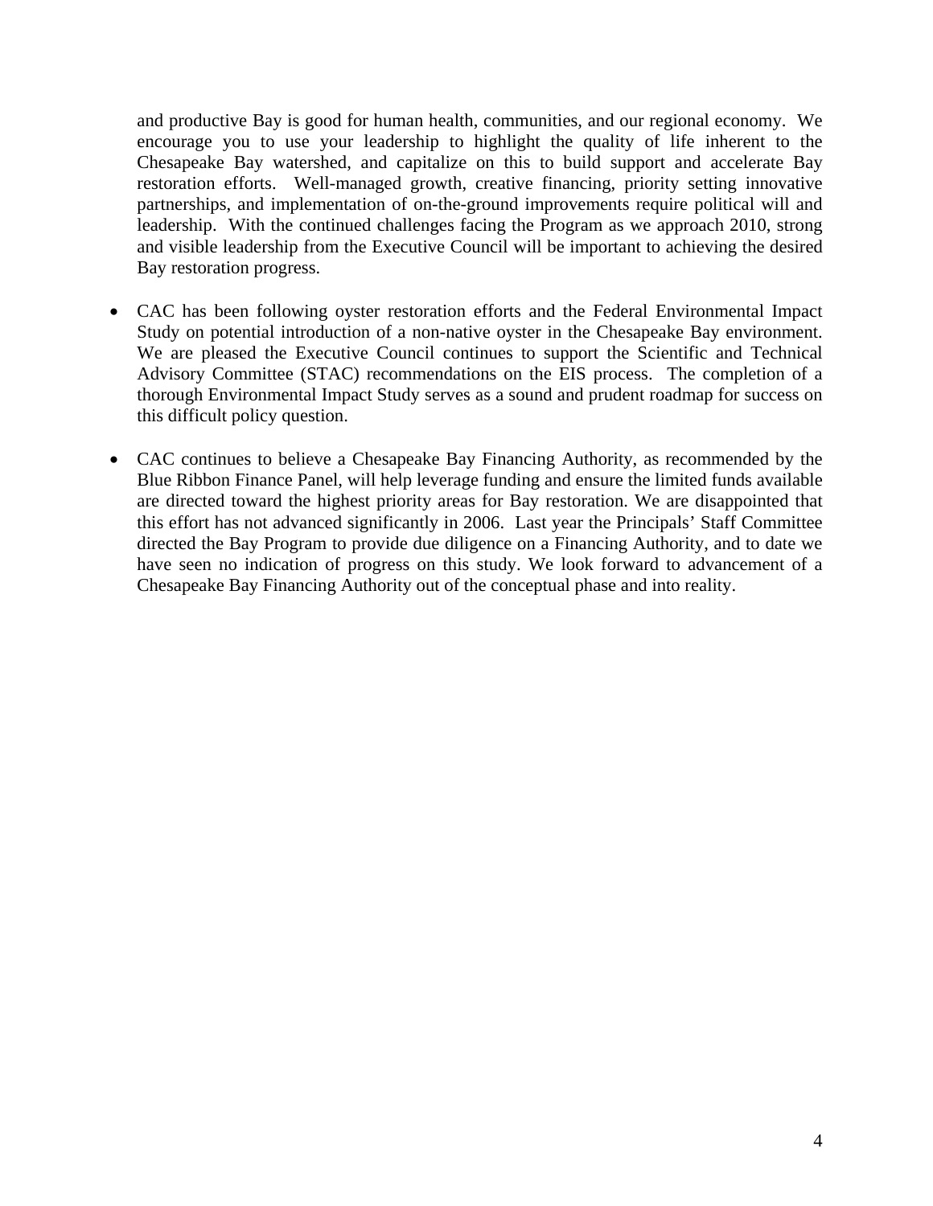and productive Bay is good for human health, communities, and our regional economy. We encourage you to use your leadership to highlight the quality of life inherent to the Chesapeake Bay watershed, and capitalize on this to build support and accelerate Bay restoration efforts. Well-managed growth, creative financing, priority setting innovative partnerships, and implementation of on-the-ground improvements require political will and leadership. With the continued challenges facing the Program as we approach 2010, strong and visible leadership from the Executive Council will be important to achieving the desired Bay restoration progress.

- CAC has been following oyster restoration efforts and the Federal Environmental Impact Study on potential introduction of a non-native oyster in the Chesapeake Bay environment. We are pleased the Executive Council continues to support the Scientific and Technical Advisory Committee (STAC) recommendations on the EIS process. The completion of a thorough Environmental Impact Study serves as a sound and prudent roadmap for success on this difficult policy question.

- CAC continues to believe a Chesapeake Bay Financing Authority, as recommended by the Blue Ribbon Finance Panel, will help leverage funding and ensure the limited funds available are directed toward the highest priority areas for Bay restoration. We are disappointed that this effort has not advanced significantly in 2006. Last year the Principals' Staff Committee directed the Bay Program to provide due diligence on a Financing Authority, and to date we have seen no indication of progress on this study. We look forward to advancement of a Chesapeake Bay Financing Authority out of the conceptual phase and into reality.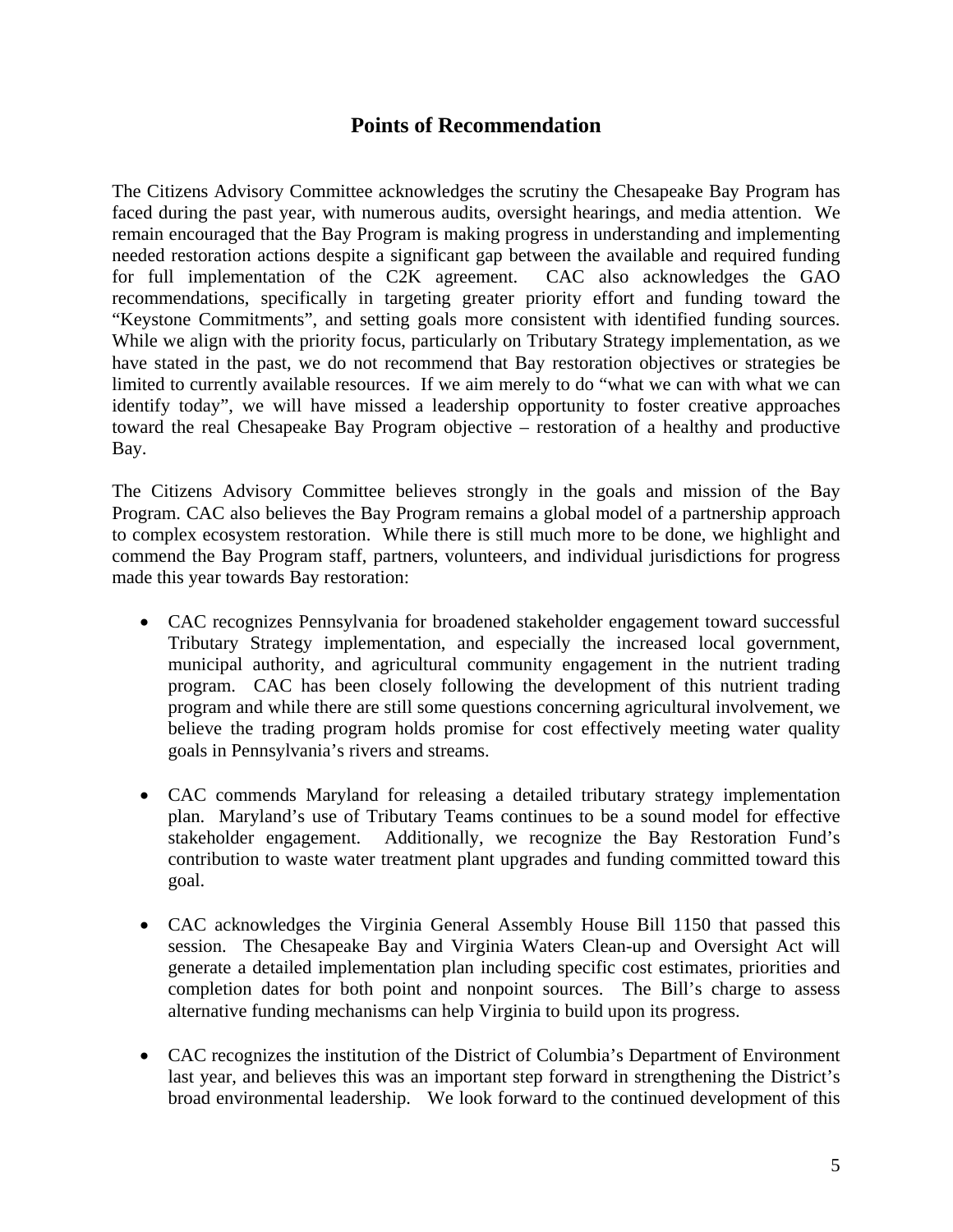## Points of Recommendation

The Citizens Advisory Committee acknowledges the scrutiny the Chesapeake Bay Program has faced during the past year, with numerous audits, oversight hearings, and media attention. We remain encouraged that the Bay Program is making progress in understanding and implementing needed restoration actions despite a significant gap between the available and required funding for full implementation of the C2K agreement. CAC also acknowledges the GAO recommendations, specifically in targeting greater priority effort and funding toward the "Keystone Commitments", and setting goals more consistent with identified funding sources. While we align with the priority focus, particularly on Tributary Strategy implementation, as we have stated in the past, we do not recommend that Bay restoration objectives or strategies be limited to currently available resources. If we aim merely to do "what we can with what we can identify today", we will have missed a leadership opportunity to foster creative approaches toward the real Chesapeake Bay Program objective – restoration of a healthy and productive Bay.

The Citizens Advisory Committee believes strongly in the goals and mission of the Bay Program. CAC also believes the Bay Program remains a global model of a partnership approach to complex ecosystem restoration. While there is still much more to be done, we highlight and commend the Bay Program staff, partners, volunteers, and individual jurisdictions for progress made this year towards Bay restoration:

- CAC recognizes Pennsylvania for broadened stakeholder engagement toward successful Tributary Strategy implementation, and especially the increased local government, municipal authority, and agricultural community engagement in the nutrient trading program. CAC has been closely following the development of this nutrient trading program and while there are still some questions concerning agricultural involvement, we believe the trading program holds promise for cost effectively meeting water quality goals in Pennsylvania's rivers and streams.

- CAC commends Maryland for releasing a detailed tributary strategy implementation plan. Maryland's use of Tributary Teams continues to be a sound model for effective stakeholder engagement. Additionally, we recognize the Bay Restoration Fund's contribution to waste water treatment plant upgrades and funding committed toward this goal.

- CAC acknowledges the Virginia General Assembly House Bill 1150 that passed this session. The Chesapeake Bay and Virginia Waters Clean-up and Oversight Act will generate a detailed implementation plan including specific cost estimates, priorities and completion dates for both point and nonpoint sources. The Bill's charge to assess alternative funding mechanisms can help Virginia to build upon its progress.

- CAC recognizes the institution of the District of Columbia's Department of Environment last year, and believes this was an important step forward in strengthening the District's broad environmental leadership. We look forward to the continued development of this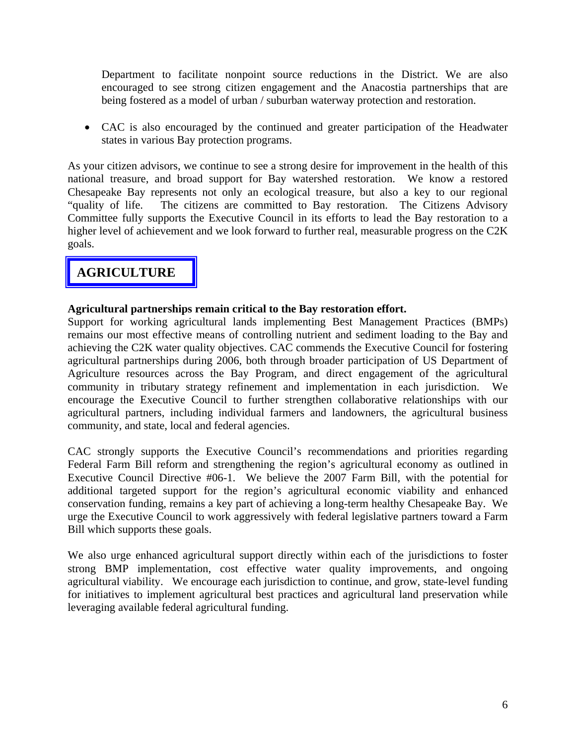Department to facilitate nonpoint source reductions in the District. We are also encouraged to see strong citizen engagement and the Anacostia partnerships that are being fostered as a model of urban / suburban waterway protection and restoration.

- CAC is also encouraged by the continued and greater participation of the Headwater states in various Bay protection programs.

As your citizen advisors, we continue to see a strong desire for improvement in the health of this national treasure, and broad support for Bay watershed restoration. We know a restored Chesapeake Bay represents not only an ecological treasure, but also a key to our regional "quality of life. The citizens are committed to Bay restoration. The Citizens Advisory Committee fully supports the Executive Council in its efforts to lead the Bay restoration to a higher level of achievement and we look forward to further real, measurable progress on the C2K goals.

## AGRICULTURE

**Agricultural partnerships remain critical to the Bay restoration effort.**
Support for working agricultural lands implementing Best Management Practices (BMPs) remains our most effective means of controlling nutrient and sediment loading to the Bay and achieving the C2K water quality objectives. CAC commends the Executive Council for fostering agricultural partnerships during 2006, both through broader participation of US Department of Agriculture resources across the Bay Program, and direct engagement of the agricultural community in tributary strategy refinement and implementation in each jurisdiction. We encourage the Executive Council to further strengthen collaborative relationships with our agricultural partners, including individual farmers and landowners, the agricultural business community, and state, local and federal agencies.

CAC strongly supports the Executive Council's recommendations and priorities regarding Federal Farm Bill reform and strengthening the region's agricultural economy as outlined in Executive Council Directive #06-1. We believe the 2007 Farm Bill, with the potential for additional targeted support for the region's agricultural economic viability and enhanced conservation funding, remains a key part of achieving a long-term healthy Chesapeake Bay. We urge the Executive Council to work aggressively with federal legislative partners toward a Farm Bill which supports these goals.

We also urge enhanced agricultural support directly within each of the jurisdictions to foster strong BMP implementation, cost effective water quality improvements, and ongoing agricultural viability. We encourage each jurisdiction to continue, and grow, state-level funding for initiatives to implement agricultural best practices and agricultural land preservation while leveraging available federal agricultural funding.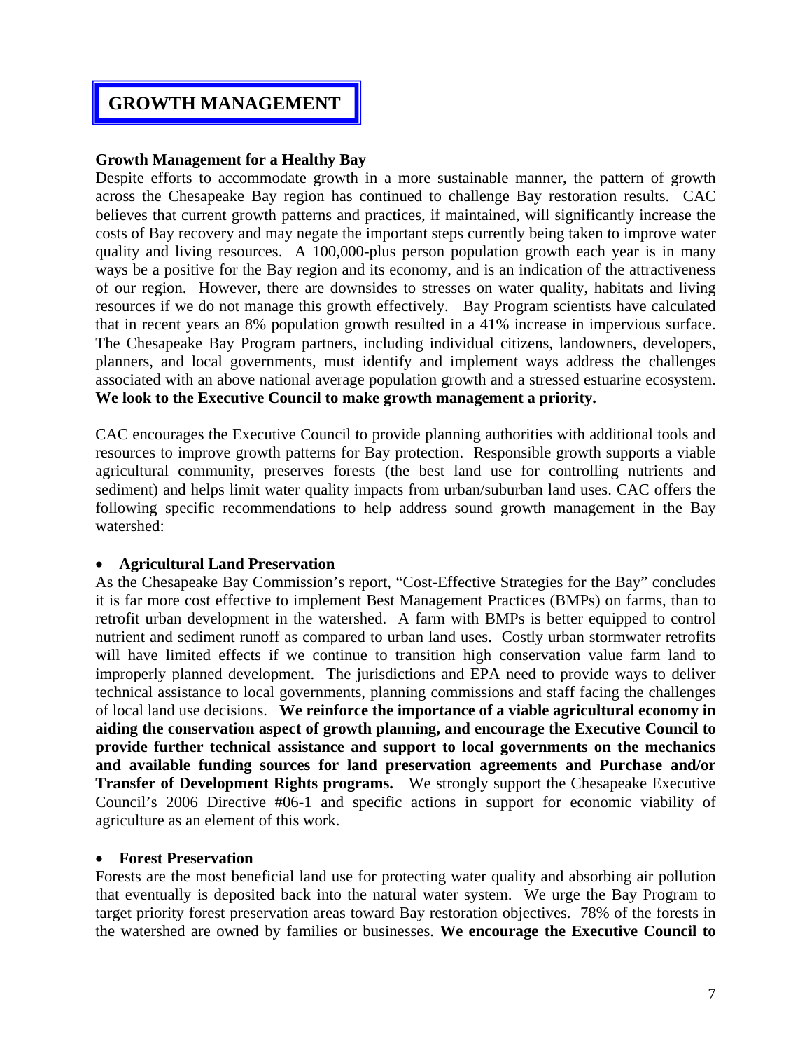# GROWTH MANAGEMENT

### Growth Management for a Healthy Bay

Despite efforts to accommodate growth in a more sustainable manner, the pattern of growth across the Chesapeake Bay region has continued to challenge Bay restoration results. CAC believes that current growth patterns and practices, if maintained, will significantly increase the costs of Bay recovery and may negate the important steps currently being taken to improve water quality and living resources. A 100,000-plus person population growth each year is in many ways be a positive for the Bay region and its economy, and is an indication of the attractiveness of our region. However, there are downsides to stresses on water quality, habitats and living resources if we do not manage this growth effectively. Bay Program scientists have calculated that in recent years an 8% population growth resulted in a 41% increase in impervious surface. The Chesapeake Bay Program partners, including individual citizens, landowners, developers, planners, and local governments, must identify and implement ways address the challenges associated with an above national average population growth and a stressed estuarine ecosystem. **We look to the Executive Council to make growth management a priority.**

CAC encourages the Executive Council to provide planning authorities with additional tools and resources to improve growth patterns for Bay protection. Responsible growth supports a viable agricultural community, preserves forests (the best land use for controlling nutrients and sediment) and helps limit water quality impacts from urban/suburban land uses. CAC offers the following specific recommendations to help address sound growth management in the Bay watershed:

- **Agricultural Land Preservation**

As the Chesapeake Bay Commission's report, "Cost-Effective Strategies for the Bay" concludes it is far more cost effective to implement Best Management Practices (BMPs) on farms, than to retrofit urban development in the watershed. A farm with BMPs is better equipped to control nutrient and sediment runoff as compared to urban land uses. Costly urban stormwater retrofits will have limited effects if we continue to transition high conservation value farm land to improperly planned development. The jurisdictions and EPA need to provide ways to deliver technical assistance to local governments, planning commissions and staff facing the challenges of local land use decisions. **We reinforce the importance of a viable agricultural economy in aiding the conservation aspect of growth planning, and encourage the Executive Council to provide further technical assistance and support to local governments on the mechanics and available funding sources for land preservation agreements and Purchase and/or Transfer of Development Rights programs.** We strongly support the Chesapeake Executive Council's 2006 Directive #06-1 and specific actions in support for economic viability of agriculture as an element of this work.

- **Forest Preservation**

Forests are the most beneficial land use for protecting water quality and absorbing air pollution that eventually is deposited back into the natural water system. We urge the Bay Program to target priority forest preservation areas toward Bay restoration objectives. 78% of the forests in the watershed are owned by families or businesses. **We encourage the Executive Council to**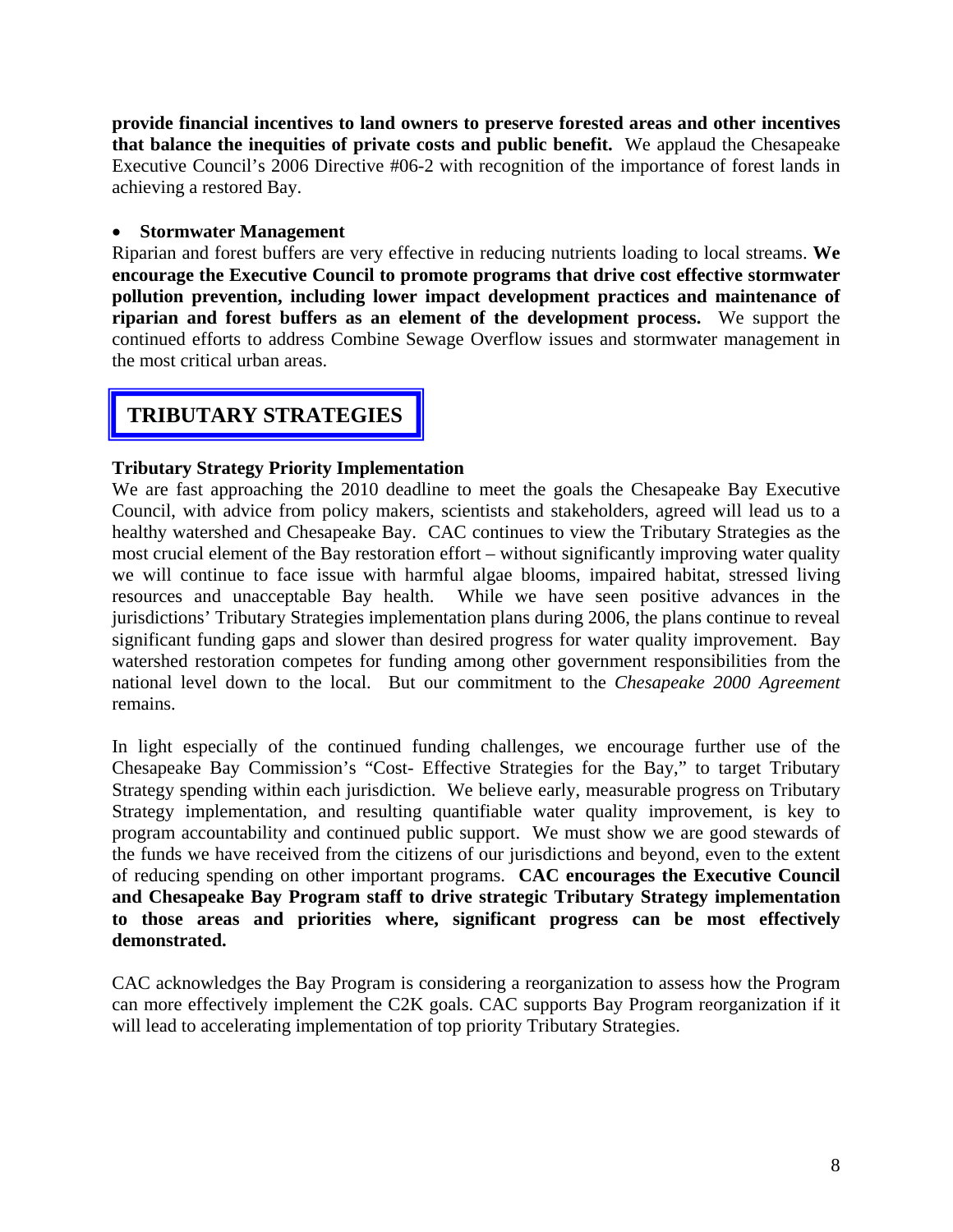**provide financial incentives to land owners to preserve forested areas and other incentives that balance the inequities of private costs and public benefit.** We applaud the Chesapeake Executive Council's 2006 Directive #06-2 with recognition of the importance of forest lands in achieving a restored Bay.

- **Stormwater Management**

Riparian and forest buffers are very effective in reducing nutrients loading to local streams. **We encourage the Executive Council to promote programs that drive cost effective stormwater pollution prevention, including lower impact development practices and maintenance of riparian and forest buffers as an element of the development process.** We support the continued efforts to address Combine Sewage Overflow issues and stormwater management in the most critical urban areas.

## TRIBUTARY STRATEGIES

**Tributary Strategy Priority Implementation**

We are fast approaching the 2010 deadline to meet the goals the Chesapeake Bay Executive Council, with advice from policy makers, scientists and stakeholders, agreed will lead us to a healthy watershed and Chesapeake Bay. CAC continues to view the Tributary Strategies as the most crucial element of the Bay restoration effort – without significantly improving water quality we will continue to face issue with harmful algae blooms, impaired habitat, stressed living resources and unacceptable Bay health. While we have seen positive advances in the jurisdictions' Tributary Strategies implementation plans during 2006, the plans continue to reveal significant funding gaps and slower than desired progress for water quality improvement. Bay watershed restoration competes for funding among other government responsibilities from the national level down to the local. But our commitment to the *Chesapeake 2000 Agreement* remains.

In light especially of the continued funding challenges, we encourage further use of the Chesapeake Bay Commission's "Cost- Effective Strategies for the Bay," to target Tributary Strategy spending within each jurisdiction. We believe early, measurable progress on Tributary Strategy implementation, and resulting quantifiable water quality improvement, is key to program accountability and continued public support. We must show we are good stewards of the funds we have received from the citizens of our jurisdictions and beyond, even to the extent of reducing spending on other important programs. **CAC encourages the Executive Council and Chesapeake Bay Program staff to drive strategic Tributary Strategy implementation to those areas and priorities where, significant progress can be most effectively demonstrated.**

CAC acknowledges the Bay Program is considering a reorganization to assess how the Program can more effectively implement the C2K goals. CAC supports Bay Program reorganization if it will lead to accelerating implementation of top priority Tributary Strategies.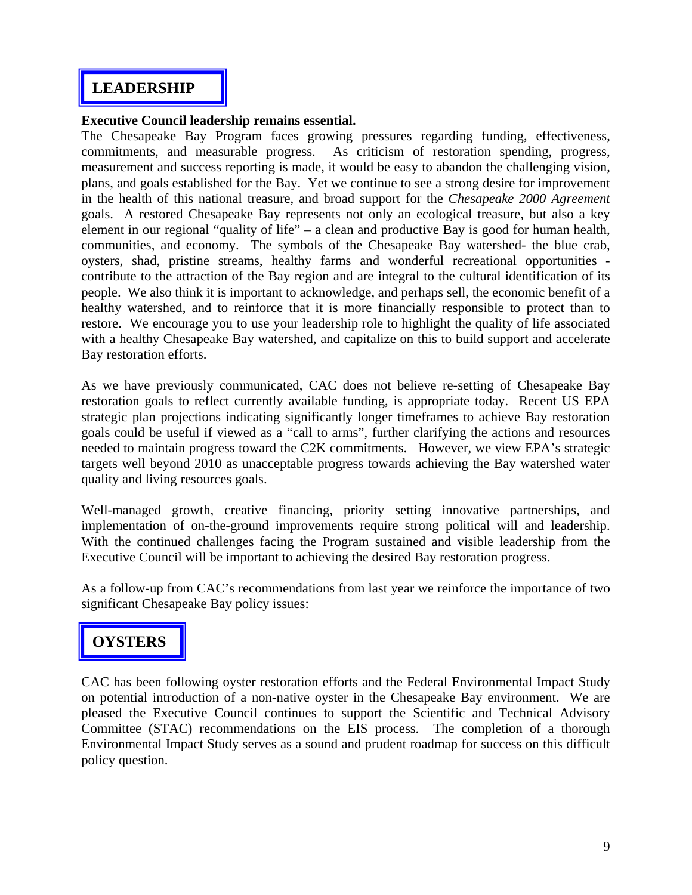## LEADERSHIP

**Executive Council leadership remains essential.**

The Chesapeake Bay Program faces growing pressures regarding funding, effectiveness, commitments, and measurable progress. As criticism of restoration spending, progress, measurement and success reporting is made, it would be easy to abandon the challenging vision, plans, and goals established for the Bay. Yet we continue to see a strong desire for improvement in the health of this national treasure, and broad support for the *Chesapeake 2000 Agreement* goals. A restored Chesapeake Bay represents not only an ecological treasure, but also a key element in our regional "quality of life" – a clean and productive Bay is good for human health, communities, and economy. The symbols of the Chesapeake Bay watershed- the blue crab, oysters, shad, pristine streams, healthy farms and wonderful recreational opportunities - contribute to the attraction of the Bay region and are integral to the cultural identification of its people. We also think it is important to acknowledge, and perhaps sell, the economic benefit of a healthy watershed, and to reinforce that it is more financially responsible to protect than to restore. We encourage you to use your leadership role to highlight the quality of life associated with a healthy Chesapeake Bay watershed, and capitalize on this to build support and accelerate Bay restoration efforts.

As we have previously communicated, CAC does not believe re-setting of Chesapeake Bay restoration goals to reflect currently available funding, is appropriate today. Recent US EPA strategic plan projections indicating significantly longer timeframes to achieve Bay restoration goals could be useful if viewed as a "call to arms", further clarifying the actions and resources needed to maintain progress toward the C2K commitments. However, we view EPA's strategic targets well beyond 2010 as unacceptable progress towards achieving the Bay watershed water quality and living resources goals.

Well-managed growth, creative financing, priority setting innovative partnerships, and implementation of on-the-ground improvements require strong political will and leadership. With the continued challenges facing the Program sustained and visible leadership from the Executive Council will be important to achieving the desired Bay restoration progress.

As a follow-up from CAC's recommendations from last year we reinforce the importance of two significant Chesapeake Bay policy issues:

## OYSTERS

CAC has been following oyster restoration efforts and the Federal Environmental Impact Study on potential introduction of a non-native oyster in the Chesapeake Bay environment. We are pleased the Executive Council continues to support the Scientific and Technical Advisory Committee (STAC) recommendations on the EIS process. The completion of a thorough Environmental Impact Study serves as a sound and prudent roadmap for success on this difficult policy question.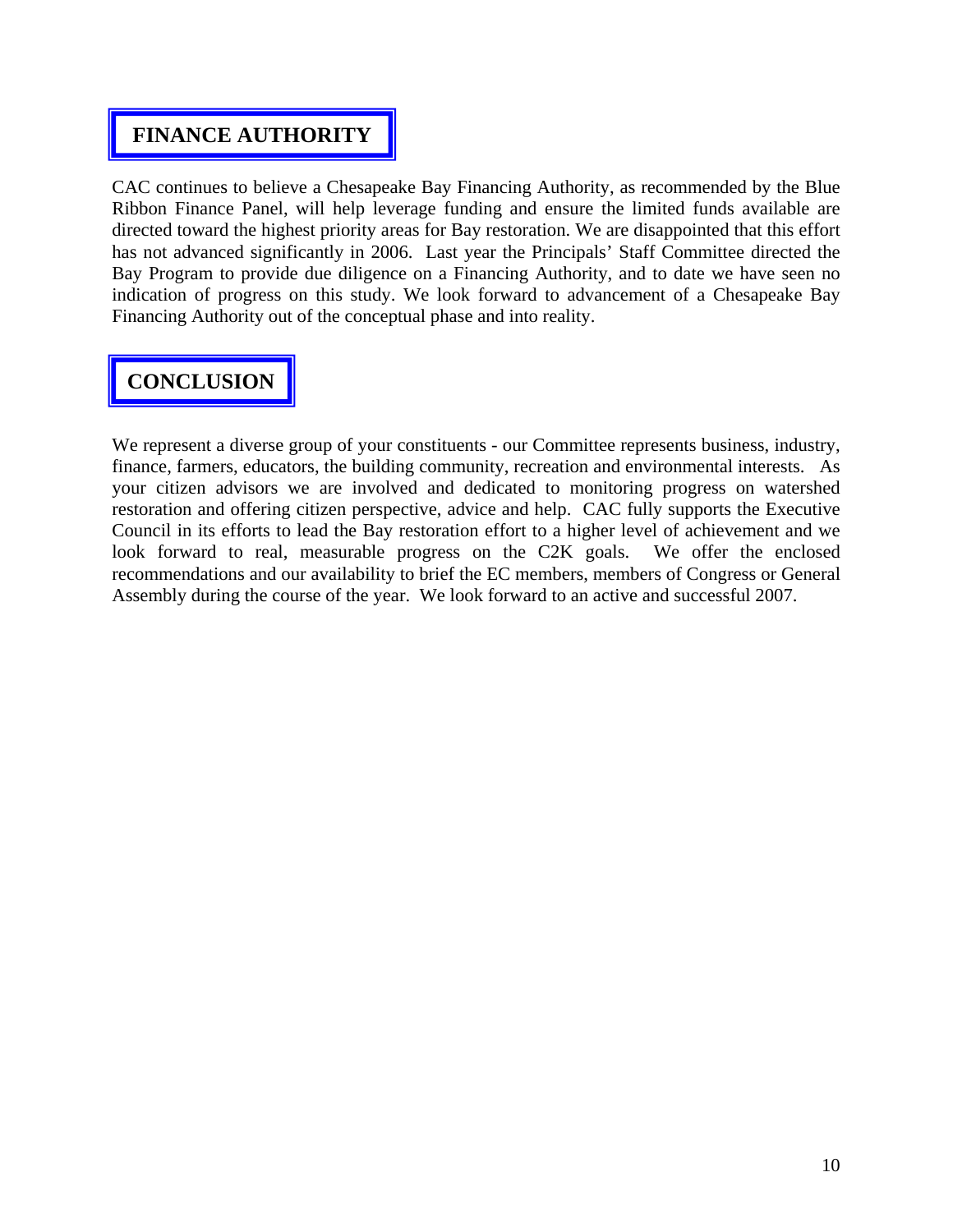## FINANCE AUTHORITY

CAC continues to believe a Chesapeake Bay Financing Authority, as recommended by the Blue Ribbon Finance Panel, will help leverage funding and ensure the limited funds available are directed toward the highest priority areas for Bay restoration. We are disappointed that this effort has not advanced significantly in 2006. Last year the Principals' Staff Committee directed the Bay Program to provide due diligence on a Financing Authority, and to date we have seen no indication of progress on this study. We look forward to advancement of a Chesapeake Bay Financing Authority out of the conceptual phase and into reality.

## CONCLUSION

We represent a diverse group of your constituents - our Committee represents business, industry, finance, farmers, educators, the building community, recreation and environmental interests. As your citizen advisors we are involved and dedicated to monitoring progress on watershed restoration and offering citizen perspective, advice and help. CAC fully supports the Executive Council in its efforts to lead the Bay restoration effort to a higher level of achievement and we look forward to real, measurable progress on the C2K goals. We offer the enclosed recommendations and our availability to brief the EC members, members of Congress or General Assembly during the course of the year. We look forward to an active and successful 2007.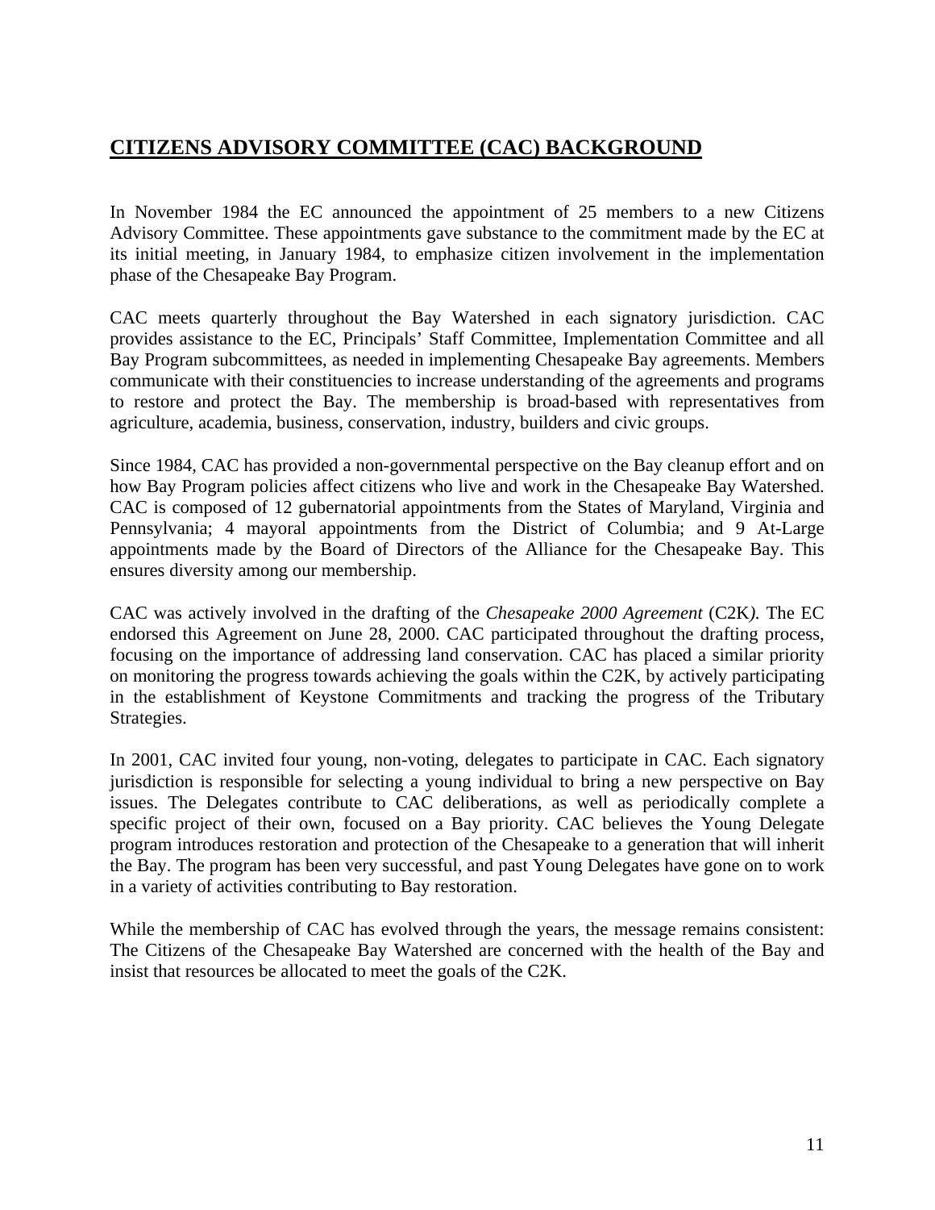## **CITIZENS ADVISORY COMMITTEE (CAC) BACKGROUND**

In November 1984 the EC announced the appointment of 25 members to a new Citizens Advisory Committee. These appointments gave substance to the commitment made by the EC at its initial meeting, in January 1984, to emphasize citizen involvement in the implementation phase of the Chesapeake Bay Program.

CAC meets quarterly throughout the Bay Watershed in each signatory jurisdiction. CAC provides assistance to the EC, Principals' Staff Committee, Implementation Committee and all Bay Program subcommittees, as needed in implementing Chesapeake Bay agreements. Members communicate with their constituencies to increase understanding of the agreements and programs to restore and protect the Bay. The membership is broad-based with representatives from agriculture, academia, business, conservation, industry, builders and civic groups.

Since 1984, CAC has provided a non-governmental perspective on the Bay cleanup effort and on how Bay Program policies affect citizens who live and work in the Chesapeake Bay Watershed. CAC is composed of 12 gubernatorial appointments from the States of Maryland, Virginia and Pennsylvania; 4 mayoral appointments from the District of Columbia; and 9 At-Large appointments made by the Board of Directors of the Alliance for the Chesapeake Bay. This ensures diversity among our membership.

CAC was actively involved in the drafting of the *Chesapeake 2000 Agreement* (C2K). The EC endorsed this Agreement on June 28, 2000. CAC participated throughout the drafting process, focusing on the importance of addressing land conservation. CAC has placed a similar priority on monitoring the progress towards achieving the goals within the C2K, by actively participating in the establishment of Keystone Commitments and tracking the progress of the Tributary Strategies.

In 2001, CAC invited four young, non-voting, delegates to participate in CAC. Each signatory jurisdiction is responsible for selecting a young individual to bring a new perspective on Bay issues. The Delegates contribute to CAC deliberations, as well as periodically complete a specific project of their own, focused on a Bay priority. CAC believes the Young Delegate program introduces restoration and protection of the Chesapeake to a generation that will inherit the Bay. The program has been very successful, and past Young Delegates have gone on to work in a variety of activities contributing to Bay restoration.

While the membership of CAC has evolved through the years, the message remains consistent: The Citizens of the Chesapeake Bay Watershed are concerned with the health of the Bay and insist that resources be allocated to meet the goals of the C2K.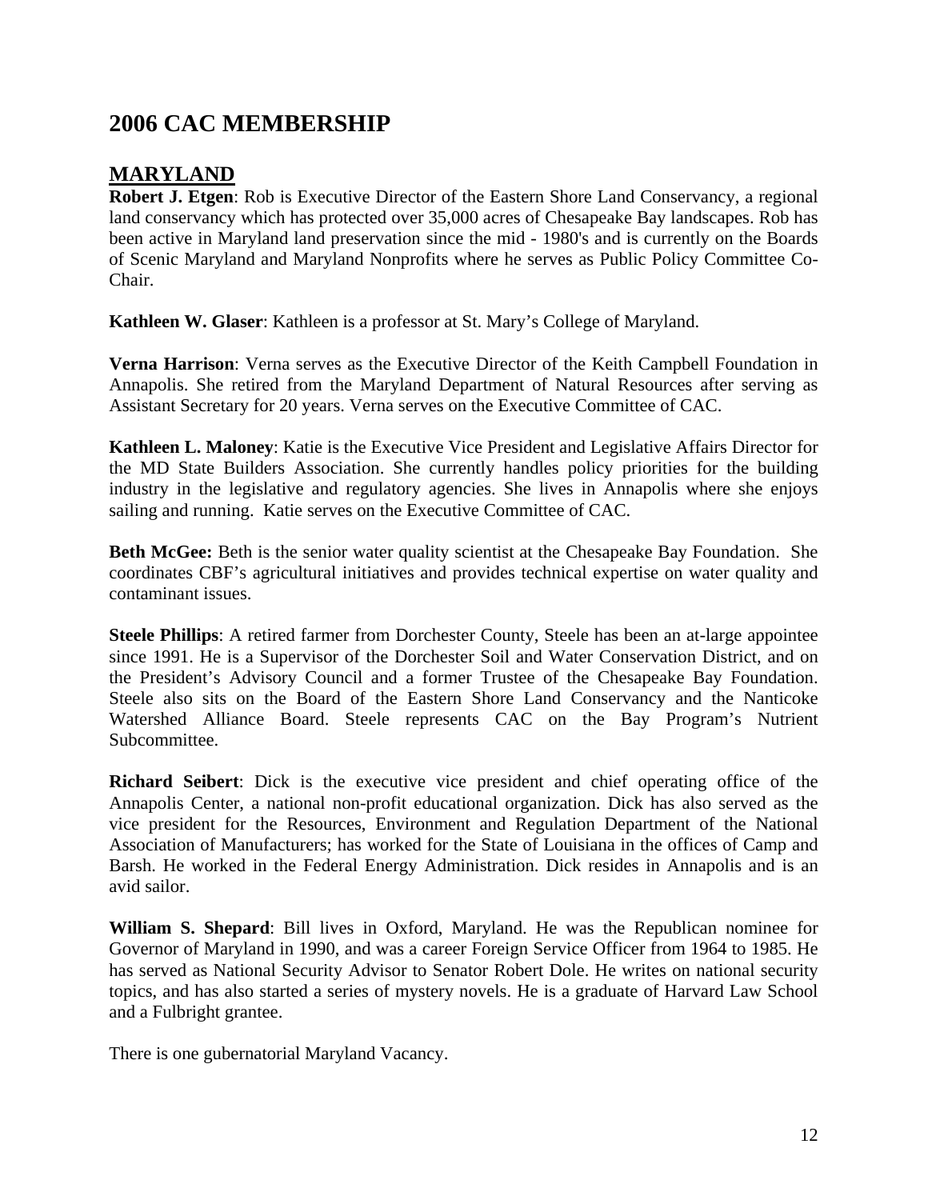# 2006 CAC MEMBERSHIP

## MARYLAND

**Robert J. Etgen**: Rob is Executive Director of the Eastern Shore Land Conservancy, a regional land conservancy which has protected over 35,000 acres of Chesapeake Bay landscapes. Rob has been active in Maryland land preservation since the mid - 1980's and is currently on the Boards of Scenic Maryland and Maryland Nonprofits where he serves as Public Policy Committee Co-Chair.

**Kathleen W. Glaser**: Kathleen is a professor at St. Mary's College of Maryland.

**Verna Harrison**: Verna serves as the Executive Director of the Keith Campbell Foundation in Annapolis. She retired from the Maryland Department of Natural Resources after serving as Assistant Secretary for 20 years. Verna serves on the Executive Committee of CAC.

**Kathleen L. Maloney**: Katie is the Executive Vice President and Legislative Affairs Director for the MD State Builders Association. She currently handles policy priorities for the building industry in the legislative and regulatory agencies. She lives in Annapolis where she enjoys sailing and running. Katie serves on the Executive Committee of CAC.

**Beth McGee:** Beth is the senior water quality scientist at the Chesapeake Bay Foundation. She coordinates CBF's agricultural initiatives and provides technical expertise on water quality and contaminant issues.

**Steele Phillips**: A retired farmer from Dorchester County, Steele has been an at-large appointee since 1991. He is a Supervisor of the Dorchester Soil and Water Conservation District, and on the President's Advisory Council and a former Trustee of the Chesapeake Bay Foundation. Steele also sits on the Board of the Eastern Shore Land Conservancy and the Nanticoke Watershed Alliance Board. Steele represents CAC on the Bay Program's Nutrient Subcommittee.

**Richard Seibert**: Dick is the executive vice president and chief operating office of the Annapolis Center, a national non-profit educational organization. Dick has also served as the vice president for the Resources, Environment and Regulation Department of the National Association of Manufacturers; has worked for the State of Louisiana in the offices of Camp and Barsh. He worked in the Federal Energy Administration. Dick resides in Annapolis and is an avid sailor.

**William S. Shepard**: Bill lives in Oxford, Maryland. He was the Republican nominee for Governor of Maryland in 1990, and was a career Foreign Service Officer from 1964 to 1985. He has served as National Security Advisor to Senator Robert Dole. He writes on national security topics, and has also started a series of mystery novels. He is a graduate of Harvard Law School and a Fulbright grantee.

There is one gubernatorial Maryland Vacancy.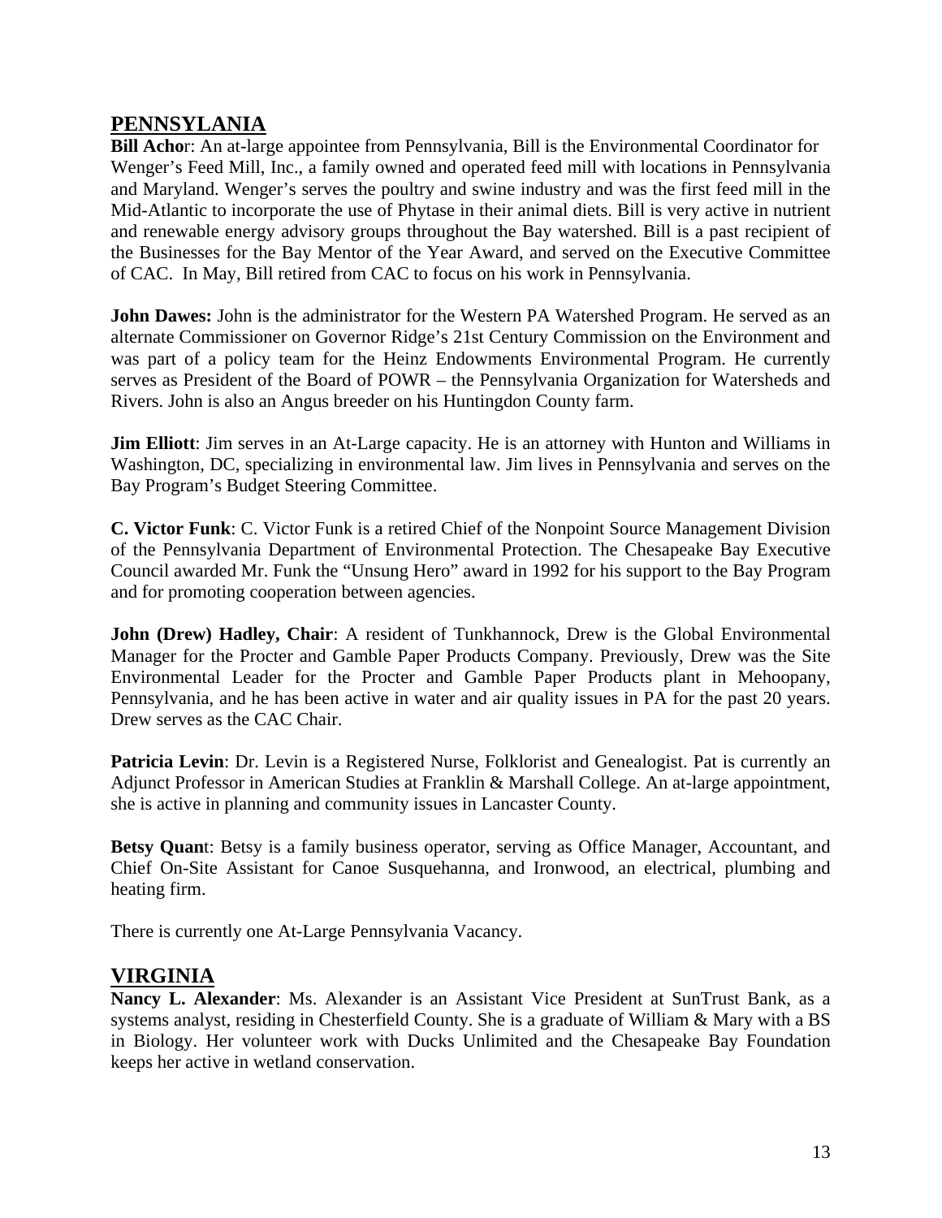## PENNSYLANIA

**Bill Achor**: An at-large appointee from Pennsylvania, Bill is the Environmental Coordinator for Wenger's Feed Mill, Inc., a family owned and operated feed mill with locations in Pennsylvania and Maryland. Wenger's serves the poultry and swine industry and was the first feed mill in the Mid-Atlantic to incorporate the use of Phytase in their animal diets. Bill is very active in nutrient and renewable energy advisory groups throughout the Bay watershed. Bill is a past recipient of the Businesses for the Bay Mentor of the Year Award, and served on the Executive Committee of CAC. In May, Bill retired from CAC to focus on his work in Pennsylvania.

**John Dawes:** John is the administrator for the Western PA Watershed Program. He served as an alternate Commissioner on Governor Ridge's 21st Century Commission on the Environment and was part of a policy team for the Heinz Endowments Environmental Program. He currently serves as President of the Board of POWR – the Pennsylvania Organization for Watersheds and Rivers. John is also an Angus breeder on his Huntingdon County farm.

**Jim Elliott**: Jim serves in an At-Large capacity. He is an attorney with Hunton and Williams in Washington, DC, specializing in environmental law. Jim lives in Pennsylvania and serves on the Bay Program's Budget Steering Committee.

**C. Victor Funk**: C. Victor Funk is a retired Chief of the Nonpoint Source Management Division of the Pennsylvania Department of Environmental Protection. The Chesapeake Bay Executive Council awarded Mr. Funk the "Unsung Hero" award in 1992 for his support to the Bay Program and for promoting cooperation between agencies.

**John (Drew) Hadley, Chair**: A resident of Tunkhannock, Drew is the Global Environmental Manager for the Procter and Gamble Paper Products Company. Previously, Drew was the Site Environmental Leader for the Procter and Gamble Paper Products plant in Mehoopany, Pennsylvania, and he has been active in water and air quality issues in PA for the past 20 years. Drew serves as the CAC Chair.

**Patricia Levin**: Dr. Levin is a Registered Nurse, Folklorist and Genealogist. Pat is currently an Adjunct Professor in American Studies at Franklin & Marshall College. An at-large appointment, she is active in planning and community issues in Lancaster County.

**Betsy Quant**: Betsy is a family business operator, serving as Office Manager, Accountant, and Chief On-Site Assistant for Canoe Susquehanna, and Ironwood, an electrical, plumbing and heating firm.

There is currently one At-Large Pennsylvania Vacancy.

## VIRGINIA

**Nancy L. Alexander**: Ms. Alexander is an Assistant Vice President at SunTrust Bank, as a systems analyst, residing in Chesterfield County. She is a graduate of William & Mary with a BS in Biology. Her volunteer work with Ducks Unlimited and the Chesapeake Bay Foundation keeps her active in wetland conservation.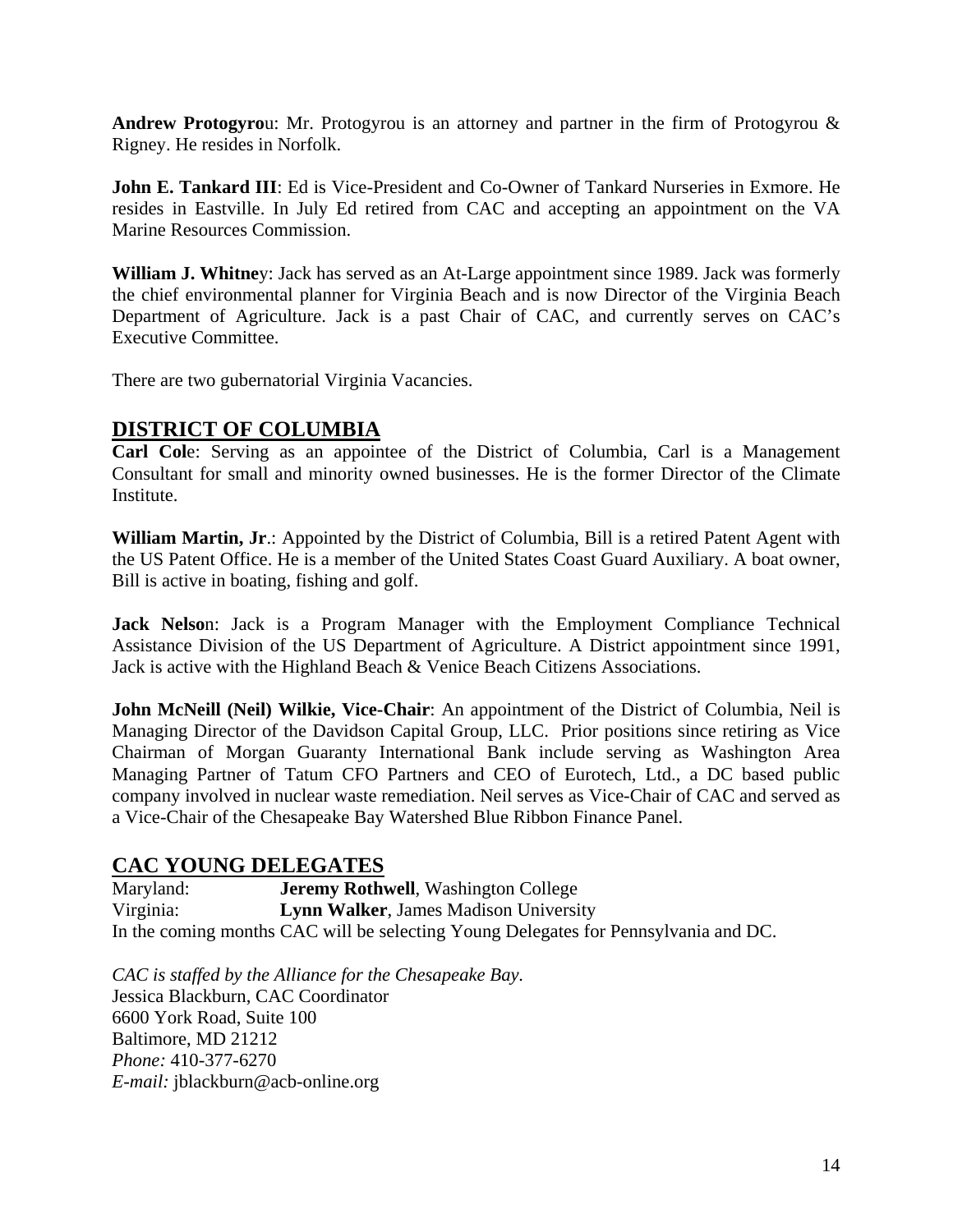**Andrew Protogyrou**: Mr. Protogyrou is an attorney and partner in the firm of Protogyrou & Rigney. He resides in Norfolk.

**John E. Tankard III**: Ed is Vice-President and Co-Owner of Tankard Nurseries in Exmore. He resides in Eastville. In July Ed retired from CAC and accepting an appointment on the VA Marine Resources Commission.

**William J. Whitney**: Jack has served as an At-Large appointment since 1989. Jack was formerly the chief environmental planner for Virginia Beach and is now Director of the Virginia Beach Department of Agriculture. Jack is a past Chair of CAC, and currently serves on CAC's Executive Committee.

There are two gubernatorial Virginia Vacancies.

## DISTRICT OF COLUMBIA

**Carl Cole**: Serving as an appointee of the District of Columbia, Carl is a Management Consultant for small and minority owned businesses. He is the former Director of the Climate Institute.

**William Martin, Jr**.: Appointed by the District of Columbia, Bill is a retired Patent Agent with the US Patent Office. He is a member of the United States Coast Guard Auxiliary. A boat owner, Bill is active in boating, fishing and golf.

**Jack Nelson**: Jack is a Program Manager with the Employment Compliance Technical Assistance Division of the US Department of Agriculture. A District appointment since 1991, Jack is active with the Highland Beach & Venice Beach Citizens Associations.

**John McNeill (Neil) Wilkie, Vice-Chair**: An appointment of the District of Columbia, Neil is Managing Director of the Davidson Capital Group, LLC. Prior positions since retiring as Vice Chairman of Morgan Guaranty International Bank include serving as Washington Area Managing Partner of Tatum CFO Partners and CEO of Eurotech, Ltd., a DC based public company involved in nuclear waste remediation. Neil serves as Vice-Chair of CAC and served as a Vice-Chair of the Chesapeake Bay Watershed Blue Ribbon Finance Panel.

## CAC YOUNG DELEGATES

Maryland: **Jeremy Rothwell**, Washington College  
Virginia: **Lynn Walker**, James Madison University  
In the coming months CAC will be selecting Young Delegates for Pennsylvania and DC.

*CAC is staffed by the Alliance for the Chesapeake Bay.*  
Jessica Blackburn, CAC Coordinator  
6600 York Road, Suite 100  
Baltimore, MD 21212  
*Phone:* 410-377-6270  
*E-mail:* jblackburn@acb-online.org